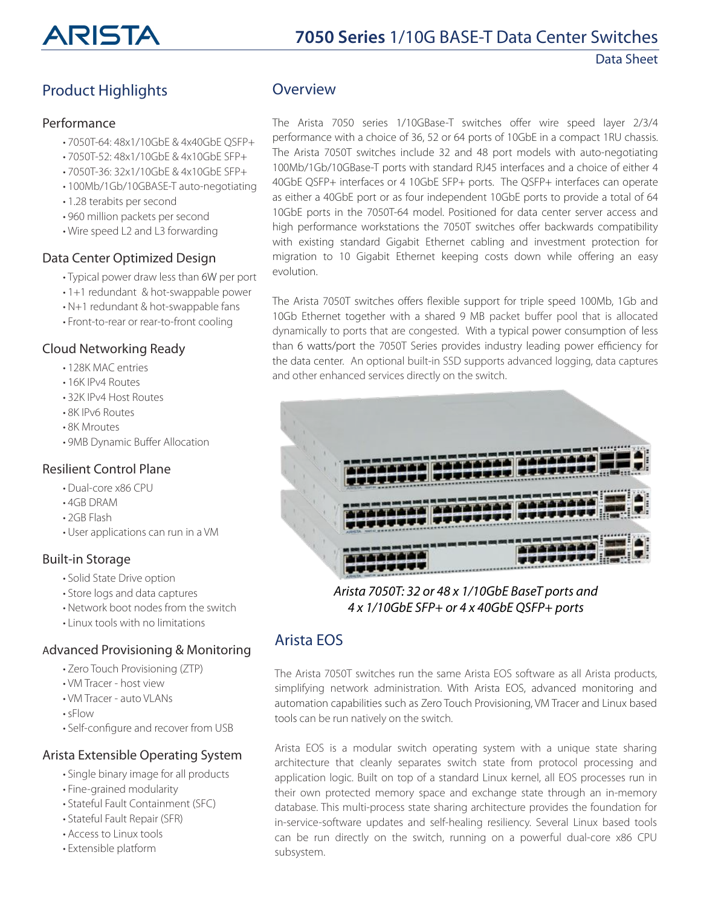# 7050 Series 1/10G BASE-T Data Center Switches

Data Sheet

## Product Highlights

### Performance

- 7050T-64: 48x1/10GbE & 4x40GbE QSFP+
- 7050T-52: 48x1/10GbE & 4x10GbE SFP+
- 7050T-36: 32x1/10GbE & 4x10GbE SFP+
- 100Mb/1Gb/10GBASE-T auto-negotiating
- 1.28 terabits per second
- 960 million packets per second
- Wire speed L2 and L3 forwarding

### Data Center Optimized Design

- Typical power draw less than 6W per port
- 1+1 redundant & hot-swappable power
- N+1 redundant & hot-swappable fans
- Front-to-rear or rear-to-front cooling

### Cloud Networking Ready

- 128K MAC entries
- 16K IPv4 Routes
- 32K IPv4 Host Routes
- 8K IPv6 Routes
- 8K Mroutes
- 9MB Dynamic Buffer Allocation

### Resilient Control Plane

- Dual-core x86 CPU
- 4GB DRAM
- 2GB Flash
- User applications can run in a VM

### Built-in Storage

- Solid State Drive option
- Store logs and data captures
- Network boot nodes from the switch
- Linux tools with no limitations

### Advanced Provisioning & Monitoring

- Zero Touch Provisioning (ZTP)
- VM Tracer - host view
- VM Tracer - auto VLANs
- sFlow
- Self-configure and recover from USB

### Arista Extensible Operating System

- Single binary image for all products
- Fine-grained modularity
- Stateful Fault Containment (SFC)
- Stateful Fault Repair (SFR)
- Access to Linux tools
- Extensible platform

## Overview

The Arista 7050 series 1/10GBase-T switches offer wire speed layer 2/3/4 performance with a choice of 36, 52 or 64 ports of 10GbE in a compact 1RU chassis. The Arista 7050T switches include 32 and 48 port models with auto-negotiating 100Mb/1Gb/10GBase-T ports with standard RJ45 interfaces and a choice of either 4 40GbE QSFP+ interfaces or 4 10GbE SFP+ ports. The QSFP+ interfaces can operate as either a 40GbE port or as four independent 10GbE ports to provide a total of 64 10GbE ports in the 7050T-64 model. Positioned for data center server access and high performance workstations the 7050T switches offer backwards compatibility with existing standard Gigabit Ethernet cabling and investment protection for migration to 10 Gigabit Ethernet keeping costs down while offering an easy evolution.

The Arista 7050T switches offers flexible support for triple speed 100Mb, 1Gb and 10Gb Ethernet together with a shared 9 MB packet buffer pool that is allocated dynamically to ports that are congested. With a typical power consumption of less than 6 watts/port the 7050T Series provides industry leading power efficiency for the data center. An optional built-in SSD supports advanced logging, data captures and other enhanced services directly on the switch.

*Arista 7050T: 32 or 48 x 1/10GbE BaseT ports and 4 x 1/10GbE SFP+ or 4 x 40GbE QSFP+ ports*

## Arista EOS

The Arista 7050T switches run the same Arista EOS software as all Arista products, simplifying network administration. With Arista EOS, advanced monitoring and automation capabilities such as Zero Touch Provisioning, VM Tracer and Linux based tools can be run natively on the switch.

Arista EOS is a modular switch operating system with a unique state sharing architecture that cleanly separates switch state from protocol processing and application logic. Built on top of a standard Linux kernel, all EOS processes run in their own protected memory space and exchange state through an in-memory database. This multi-process state sharing architecture provides the foundation for in-service-software updates and self-healing resiliency. Several Linux based tools can be run directly on the switch, running on a powerful dual-core x86 CPU subsystem.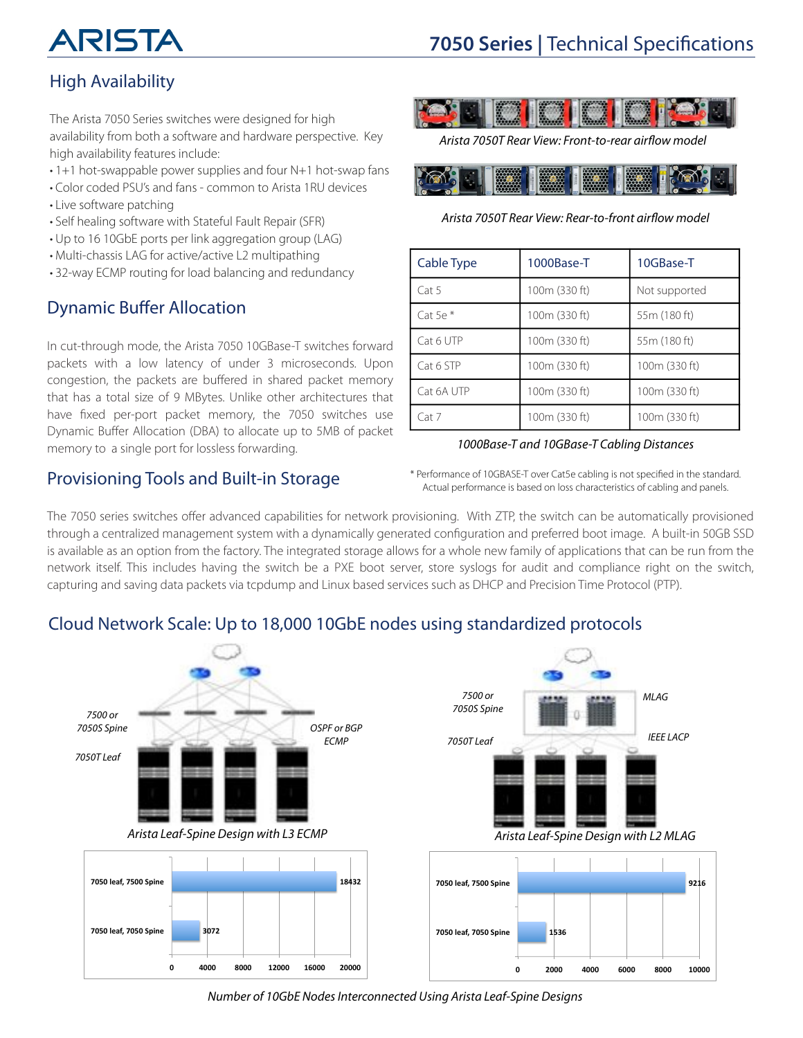## High Availability

The Arista 7050 Series switches were designed for high availability from both a software and hardware perspective. Key high availability features include:

- 1+1 hot-swappable power supplies and four N+1 hot-swap fans
- Color coded PSU's and fans - common to Arista 1RU devices
- Live software patching
- Self healing software with Stateful Fault Repair (SFR)
- Up to 16 10GbE ports per link aggregation group (LAG)
- Multi-chassis LAG for active/active L2 multipathing
- 32-way ECMP routing for load balancing and redundancy

*Arista 7050T Rear View: Front-to-rear airflow model*

*Arista 7050T Rear View: Rear-to-front airflow model*

## Dynamic Buffer Allocation

In cut-through mode, the Arista 7050 10GBase-T switches forward packets with a low latency of under 3 microseconds. Upon congestion, the packets are buffered in shared packet memory that has a total size of 9 MBytes. Unlike other architectures that have fixed per-port packet memory, the 7050 switches use Dynamic Buffer Allocation (DBA) to allocate up to 5MB of packet memory to a single port for lossless forwarding.

| Cable Type | 1000Base-T | 10GBase-T |
|---|---|---|
| Cat 5 | 100m (330 ft) | Not supported |
| Cat 5e * | 100m (330 ft) | 55m (180 ft) |
| Cat 6 UTP | 100m (330 ft) | 55m (180 ft) |
| Cat 6 STP | 100m (330 ft) | 100m (330 ft) |
| Cat 6A UTP | 100m (330 ft) | 100m (330 ft) |
| Cat 7 | 100m (330 ft) | 100m (330 ft) |

*1000Base-T and 10GBase-T Cabling Distances*

* Performance of 10GBASE-T over Cat5e cabling is not specified in the standard. Actual performance is based on loss characteristics of cabling and panels.

## Provisioning Tools and Built-in Storage

The 7050 series switches offer advanced capabilities for network provisioning. With ZTP, the switch can be automatically provisioned through a centralized management system with a dynamically generated configuration and preferred boot image. A built-in 50GB SSD is available as an option from the factory. The integrated storage allows for a whole new family of applications that can be run from the network itself. This includes having the switch be a PXE boot server, store syslogs for audit and compliance right on the switch, capturing and saving data packets via tcpdump and Linux based services such as DHCP and Precision Time Protocol (PTP).

## Cloud Network Scale: Up to 18,000 10GbE nodes using standardized protocols

7500 or 7050S Spine

7050T Leaf

OSPF or BGP ECMP

*Arista Leaf-Spine Design with L3 ECMP*

7500 or 7050S Spine

7050T Leaf

MLAG

IEEE LACP

*Arista Leaf-Spine Design with L2 MLAG*

| Design | L3 ECMP | L2 MLAG |
|---|---|---|
| 7050 leaf, 7500 Spine | 18432 | 9216 |
| 7050 leaf, 7050 Spine | 3072 | 1536 |

*Number of 10GbE Nodes Interconnected Using Arista Leaf-Spine Designs*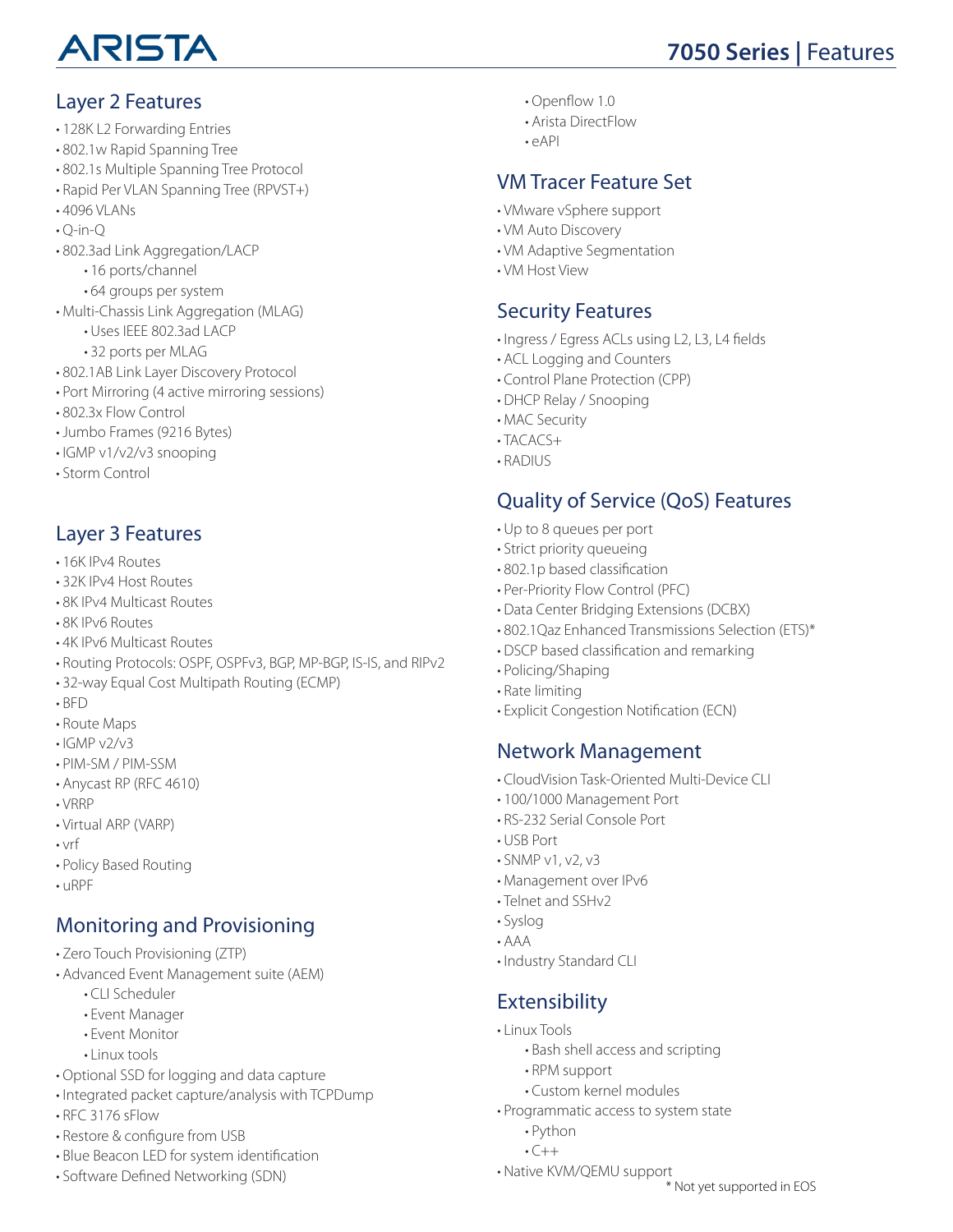## Layer 2 Features

- 128K L2 Forwarding Entries
- 802.1w Rapid Spanning Tree
- 802.1s Multiple Spanning Tree Protocol
- Rapid Per VLAN Spanning Tree (RPVST+)
- 4096 VLANs
- Q-in-Q
- 802.3ad Link Aggregation/LACP
    - 16 ports/channel
    - 64 groups per system
- Multi-Chassis Link Aggregation (MLAG)
    - Uses IEEE 802.3ad LACP
    - 32 ports per MLAG
- 802.1AB Link Layer Discovery Protocol
- Port Mirroring (4 active mirroring sessions)
- 802.3x Flow Control
- Jumbo Frames (9216 Bytes)
- IGMP v1/v2/v3 snooping
- Storm Control

## Layer 3 Features

- 16K IPv4 Routes
- 32K IPv4 Host Routes
- 8K IPv4 Multicast Routes
- 8K IPv6 Routes
- 4K IPv6 Multicast Routes
- Routing Protocols: OSPF, OSPFv3, BGP, MP-BGP, IS-IS, and RIPv2
- 32-way Equal Cost Multipath Routing (ECMP)
- BFD
- Route Maps
- IGMP v2/v3
- PIM-SM / PIM-SSM
- Anycast RP (RFC 4610)
- VRRP
- Virtual ARP (VARP)
- vrf
- Policy Based Routing
- uRPF

## Monitoring and Provisioning

- Zero Touch Provisioning (ZTP)
- Advanced Event Management suite (AEM)
    - CLI Scheduler
    - Event Manager
    - Event Monitor
    - Linux tools
- Optional SSD for logging and data capture
- Integrated packet capture/analysis with TCPDump
- RFC 3176 sFlow
- Restore & configure from USB
- Blue Beacon LED for system identification
- Software Defined Networking (SDN)
    - Openflow 1.0
    - Arista DirectFlow
    - eAPI

## VM Tracer Feature Set

- VMware vSphere support
- VM Auto Discovery
- VM Adaptive Segmentation
- VM Host View

## Security Features

- Ingress / Egress ACLs using L2, L3, L4 fields
- ACL Logging and Counters
- Control Plane Protection (CPP)
- DHCP Relay / Snooping
- MAC Security
- TACACS+
- RADIUS

## Quality of Service (QoS) Features

- Up to 8 queues per port
- Strict priority queueing
- 802.1p based classification
- Per-Priority Flow Control (PFC)
- Data Center Bridging Extensions (DCBX)
- 802.1Qaz Enhanced Transmissions Selection (ETS)*
- DSCP based classification and remarking
- Policing/Shaping
- Rate limiting
- Explicit Congestion Notification (ECN)

## Network Management

- CloudVision Task-Oriented Multi-Device CLI
- 100/1000 Management Port
- RS-232 Serial Console Port
- USB Port
- SNMP v1, v2, v3
- Management over IPv6
- Telnet and SSHv2
- Syslog
- AAA
- Industry Standard CLI

## Extensibility

- Linux Tools
    - Bash shell access and scripting
    - RPM support
    - Custom kernel modules
- Programmatic access to system state
    - Python
    - C++
- Native KVM/QEMU support

\* Not yet supported in EOS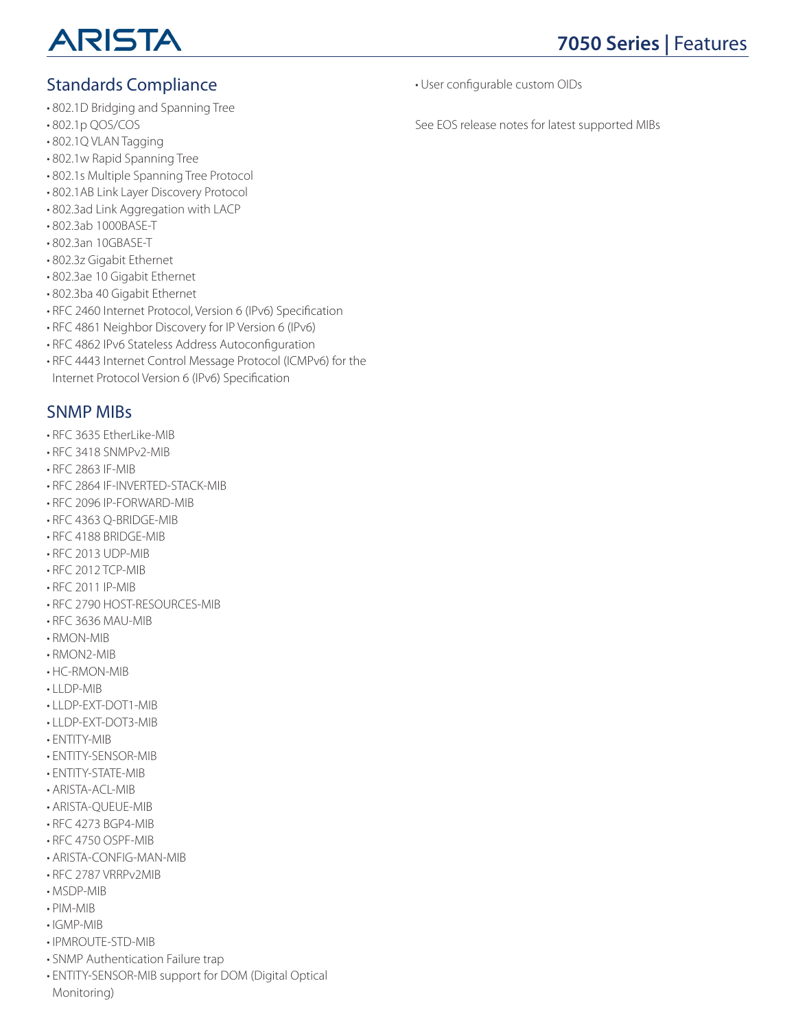## Standards Compliance

- 802.1D Bridging and Spanning Tree
- 802.1p QOS/COS
- 802.1Q VLAN Tagging
- 802.1w Rapid Spanning Tree
- 802.1s Multiple Spanning Tree Protocol
- 802.1AB Link Layer Discovery Protocol
- 802.3ad Link Aggregation with LACP
- 802.3ab 1000BASE-T
- 802.3an 10GBASE-T
- 802.3z Gigabit Ethernet
- 802.3ae 10 Gigabit Ethernet
- 802.3ba 40 Gigabit Ethernet
- RFC 2460 Internet Protocol, Version 6 (IPv6) Specification
- RFC 4861 Neighbor Discovery for IP Version 6 (IPv6)
- RFC 4862 IPv6 Stateless Address Autoconfiguration
- RFC 4443 Internet Control Message Protocol (ICMPv6) for the Internet Protocol Version 6 (IPv6) Specification

## SNMP MIBs

- RFC 3635 EtherLike-MIB
- RFC 3418 SNMPv2-MIB
- RFC 2863 IF-MIB
- RFC 2864 IF-INVERTED-STACK-MIB
- RFC 2096 IP-FORWARD-MIB
- RFC 4363 Q-BRIDGE-MIB
- RFC 4188 BRIDGE-MIB
- RFC 2013 UDP-MIB
- RFC 2012 TCP-MIB
- RFC 2011 IP-MIB
- RFC 2790 HOST-RESOURCES-MIB
- RFC 3636 MAU-MIB
- RMON-MIB
- RMON2-MIB
- HC-RMON-MIB
- LLDP-MIB
- LLDP-EXT-DOT1-MIB
- LLDP-EXT-DOT3-MIB
- ENTITY-MIB
- ENTITY-SENSOR-MIB
- ENTITY-STATE-MIB
- ARISTA-ACL-MIB
- ARISTA-QUEUE-MIB
- RFC 4273 BGP4-MIB
- RFC 4750 OSPF-MIB
- ARISTA-CONFIG-MAN-MIB
- RFC 2787 VRRPv2MIB
- MSDP-MIB
- PIM-MIB
- IGMP-MIB
- IPMROUTE-STD-MIB
- SNMP Authentication Failure trap
- ENTITY-SENSOR-MIB support for DOM (Digital Optical Monitoring)
- User configurable custom OIDs

See EOS release notes for latest supported MIBs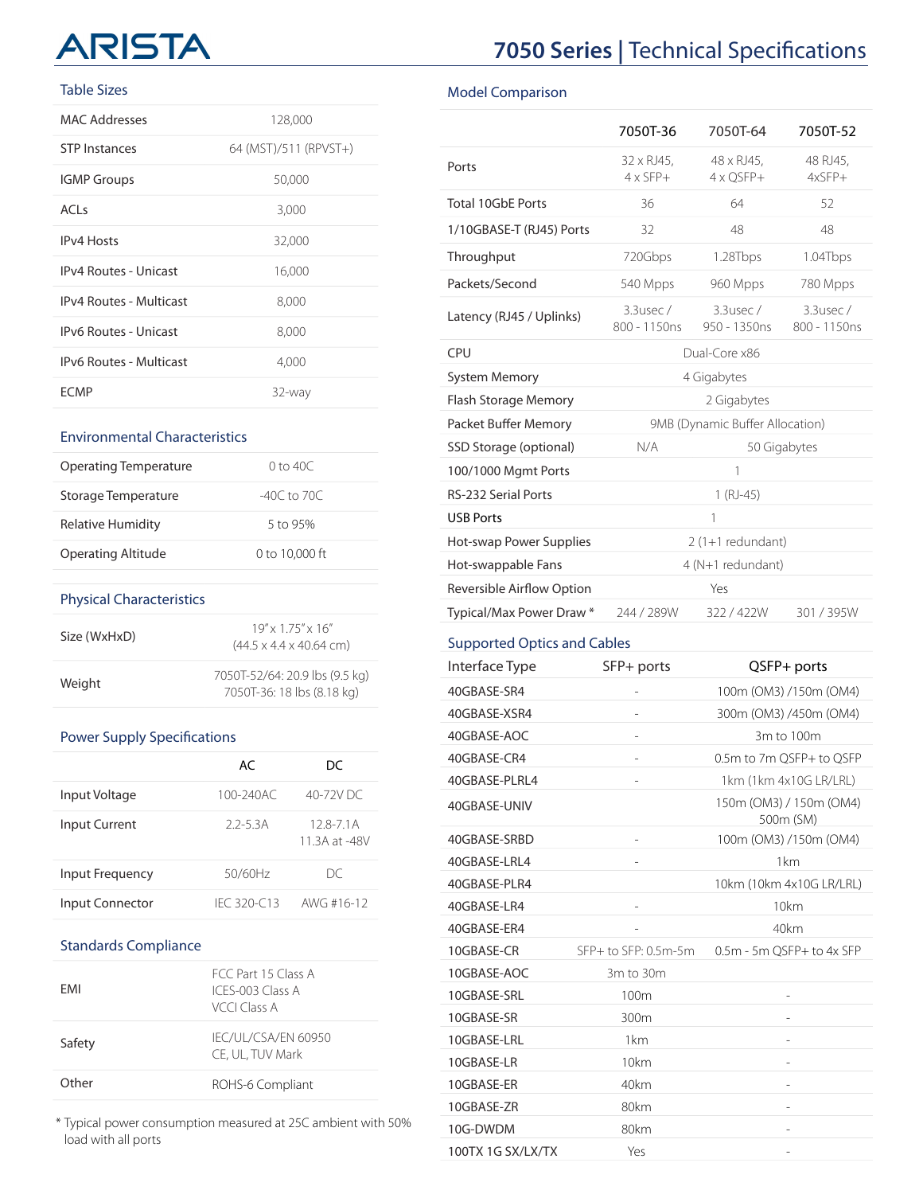## Table Sizes

| | |
|---|---|
| MAC Addresses | 128,000 |
| STP Instances | 64 (MST)/511 (RPVST+) |
| IGMP Groups | 50,000 |
| ACLs | 3,000 |
| IPv4 Hosts | 32,000 |
| IPv4 Routes - Unicast | 16,000 |
| IPv4 Routes - Multicast | 8,000 |
| IPv6 Routes - Unicast | 8,000 |
| IPv6 Routes - Multicast | 4,000 |
| ECMP | 32-way |

## Environmental Characteristics

| | |
|---|---|
| Operating Temperature | 0 to 40C |
| Storage Temperature | -40C to 70C |
| Relative Humidity | 5 to 95% |
| Operating Altitude | 0 to 10,000 ft |

## Physical Characteristics

| | |
|---|---|
| Size (WxHxD) | 19" x 1.75" x 16" (44.5 x 4.4 x 40.64 cm) |
| Weight | 7050T-52/64: 20.9 lbs (9.5 kg) 7050T-36: 18 lbs (8.18 kg) |

## Power Supply Specifications

| | AC | DC |
|---|---|---|
| Input Voltage | 100-240AC | 40-72V DC |
| Input Current | 2.2-5.3A | 12.8-7.1A 11.3A at -48V |
| Input Frequency | 50/60Hz | DC |
| Input Connector | IEC 320-C13 | AWG #16-12 |

## Standards Compliance

| | |
|---|---|
| EMI | FCC Part 15 Class A ICES-003 Class A VCCI Class A |
| Safety | IEC/UL/CSA/EN 60950 CE, UL, TUV Mark |
| Other | ROHS-6 Compliant |

* Typical power consumption measured at 25C ambient with 50% load with all ports

## Model Comparison

| | 7050T-36 | 7050T-64 | 7050T-52 |
|---|---|---|---|
| Ports | 32 x RJ45, 4 x SFP+ | 48 x RJ45, 4 x QSFP+ | 48 RJ45, 4xSFP+ |
| Total 10GbE Ports | 36 | 64 | 52 |
| 1/10GBASE-T (RJ45) Ports | 32 | 48 | 48 |
| Throughput | 720Gbps | 1.28Tbps | 1.04Tbps |
| Packets/Second | 540 Mpps | 960 Mpps | 780 Mpps |
| Latency (RJ45 / Uplinks) | 3.3usec / 800 - 1150ns | 3.3usec / 950 - 1350ns | 3.3usec / 800 - 1150ns |
| CPU | Dual-Core x86 | | |
| System Memory | 4 Gigabytes | | |
| Flash Storage Memory | 2 Gigabytes | | |
| Packet Buffer Memory | 9MB (Dynamic Buffer Allocation) | | |
| SSD Storage (optional) | N/A | 50 Gigabytes | |
| 100/1000 Mgmt Ports | 1 | | |
| RS-232 Serial Ports | 1 (RJ-45) | | |
| USB Ports | 1 | | |
| Hot-swap Power Supplies | 2 (1+1 redundant) | | |
| Hot-swappable Fans | 4 (N+1 redundant) | | |
| Reversible Airflow Option | Yes | | |
| Typical/Max Power Draw * | 244 / 289W | 322 / 422W | 301 / 395W |

## Supported Optics and Cables

| Interface Type | SFP+ ports | QSFP+ ports |
|---|---|---|
| 40GBASE-SR4 | - | 100m (OM3) /150m (OM4) |
| 40GBASE-XSR4 | - | 300m (OM3) /450m (OM4) |
| 40GBASE-AOC | - | 3m to 100m |
| 40GBASE-CR4 | - | 0.5m to 7m QSFP+ to QSFP |
| 40GBASE-PLRL4 | - | 1km (1km 4x10G LR/LRL) |
| 40GBASE-UNIV | | 150m (OM3) / 150m (OM4) 500m (SM) |
| 40GBASE-SRBD | - | 100m (OM3) /150m (OM4) |
| 40GBASE-LRL4 | - | 1km |
| 40GBASE-PLR4 | | 10km (10km 4x10G LR/LRL) |
| 40GBASE-LR4 | - | 10km |
| 40GBASE-ER4 | - | 40km |
| 10GBASE-CR | SFP+ to SFP: 0.5m-5m | 0.5m - 5m QSFP+ to 4x SFP |
| 10GBASE-AOC | 3m to 30m | |
| 10GBASE-SRL | 100m | - |
| 10GBASE-SR | 300m | - |
| 10GBASE-LRL | 1km | - |
| 10GBASE-LR | 10km | - |
| 10GBASE-ER | 40km | - |
| 10GBASE-ZR | 80km | - |
| 10G-DWDM | 80km | - |
| 100TX 1G SX/LX/TX | Yes | - |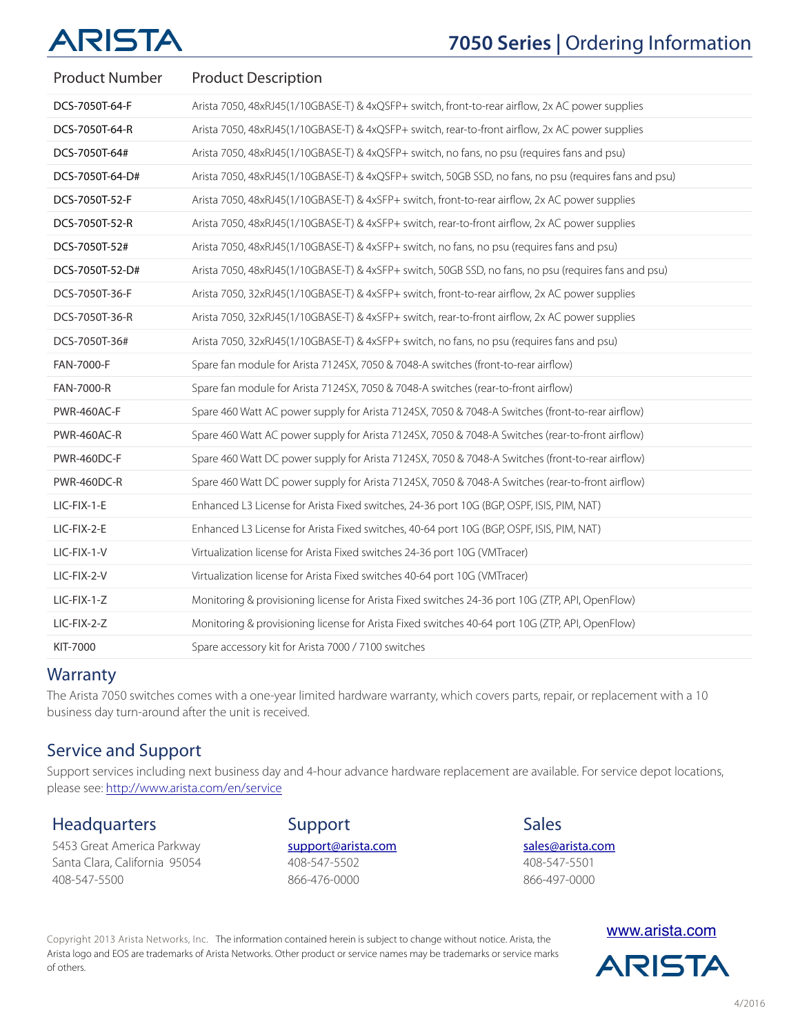# 7050 Series | Ordering Information

| Product Number | Product Description |
|---|---|
| DCS-7050T-64-F | Arista 7050, 48xRJ45(1/10GBASE-T) & 4xQSFP+ switch, front-to-rear airflow, 2x AC power supplies |
| DCS-7050T-64-R | Arista 7050, 48xRJ45(1/10GBASE-T) & 4xQSFP+ switch, rear-to-front airflow, 2x AC power supplies |
| DCS-7050T-64# | Arista 7050, 48xRJ45(1/10GBASE-T) & 4xQSFP+ switch, no fans, no psu (requires fans and psu) |
| DCS-7050T-64-D# | Arista 7050, 48xRJ45(1/10GBASE-T) & 4xQSFP+ switch, 50GB SSD, no fans, no psu (requires fans and psu) |
| DCS-7050T-52-F | Arista 7050, 48xRJ45(1/10GBASE-T) & 4xSFP+ switch, front-to-rear airflow, 2x AC power supplies |
| DCS-7050T-52-R | Arista 7050, 48xRJ45(1/10GBASE-T) & 4xSFP+ switch, rear-to-front airflow, 2x AC power supplies |
| DCS-7050T-52# | Arista 7050, 48xRJ45(1/10GBASE-T) & 4xSFP+ switch, no fans, no psu (requires fans and psu) |
| DCS-7050T-52-D# | Arista 7050, 48xRJ45(1/10GBASE-T) & 4xSFP+ switch, 50GB SSD, no fans, no psu (requires fans and psu) |
| DCS-7050T-36-F | Arista 7050, 32xRJ45(1/10GBASE-T) & 4xSFP+ switch, front-to-rear airflow, 2x AC power supplies |
| DCS-7050T-36-R | Arista 7050, 32xRJ45(1/10GBASE-T) & 4xSFP+ switch, rear-to-front airflow, 2x AC power supplies |
| DCS-7050T-36# | Arista 7050, 32xRJ45(1/10GBASE-T) & 4xSFP+ switch, no fans, no psu (requires fans and psu) |
| FAN-7000-F | Spare fan module for Arista 7124SX, 7050 & 7048-A switches (front-to-rear airflow) |
| FAN-7000-R | Spare fan module for Arista 7124SX, 7050 & 7048-A switches (rear-to-front airflow) |
| PWR-460AC-F | Spare 460 Watt AC power supply for Arista 7124SX, 7050 & 7048-A Switches (front-to-rear airflow) |
| PWR-460AC-R | Spare 460 Watt AC power supply for Arista 7124SX, 7050 & 7048-A Switches (rear-to-front airflow) |
| PWR-460DC-F | Spare 460 Watt DC power supply for Arista 7124SX, 7050 & 7048-A Switches (front-to-rear airflow) |
| PWR-460DC-R | Spare 460 Watt DC power supply for Arista 7124SX, 7050 & 7048-A Switches (rear-to-front airflow) |
| LIC-FIX-1-E | Enhanced L3 License for Arista Fixed switches, 24-36 port 10G (BGP, OSPF, ISIS, PIM, NAT) |
| LIC-FIX-2-E | Enhanced L3 License for Arista Fixed switches, 40-64 port 10G (BGP, OSPF, ISIS, PIM, NAT) |
| LIC-FIX-1-V | Virtualization license for Arista Fixed switches 24-36 port 10G (VMTracer) |
| LIC-FIX-2-V | Virtualization license for Arista Fixed switches 40-64 port 10G (VMTracer) |
| LIC-FIX-1-Z | Monitoring & provisioning license for Arista Fixed switches 24-36 port 10G (ZTP, API, OpenFlow) |
| LIC-FIX-2-Z | Monitoring & provisioning license for Arista Fixed switches 40-64 port 10G (ZTP, API, OpenFlow) |
| KIT-7000 | Spare accessory kit for Arista 7000 / 7100 switches |

## Warranty

The Arista 7050 switches comes with a one-year limited hardware warranty, which covers parts, repair, or replacement with a 10 business day turn-around after the unit is received.

## Service and Support

Support services including next business day and 4-hour advance hardware replacement are available. For service depot locations, please see: http://www.arista.com/en/service

### Headquarters

5453 Great America Parkway
Santa Clara, California 95054
408-547-5500

### Support

support@arista.com
408-547-5502
866-476-0000

### Sales

sales@arista.com
408-547-5501
866-497-0000

Copyright 2013 Arista Networks, Inc. The information contained herein is subject to change without notice. Arista, the Arista logo and EOS are trademarks of Arista Networks. Other product or service names may be trademarks or service marks of others.

www.arista.com

4/2016